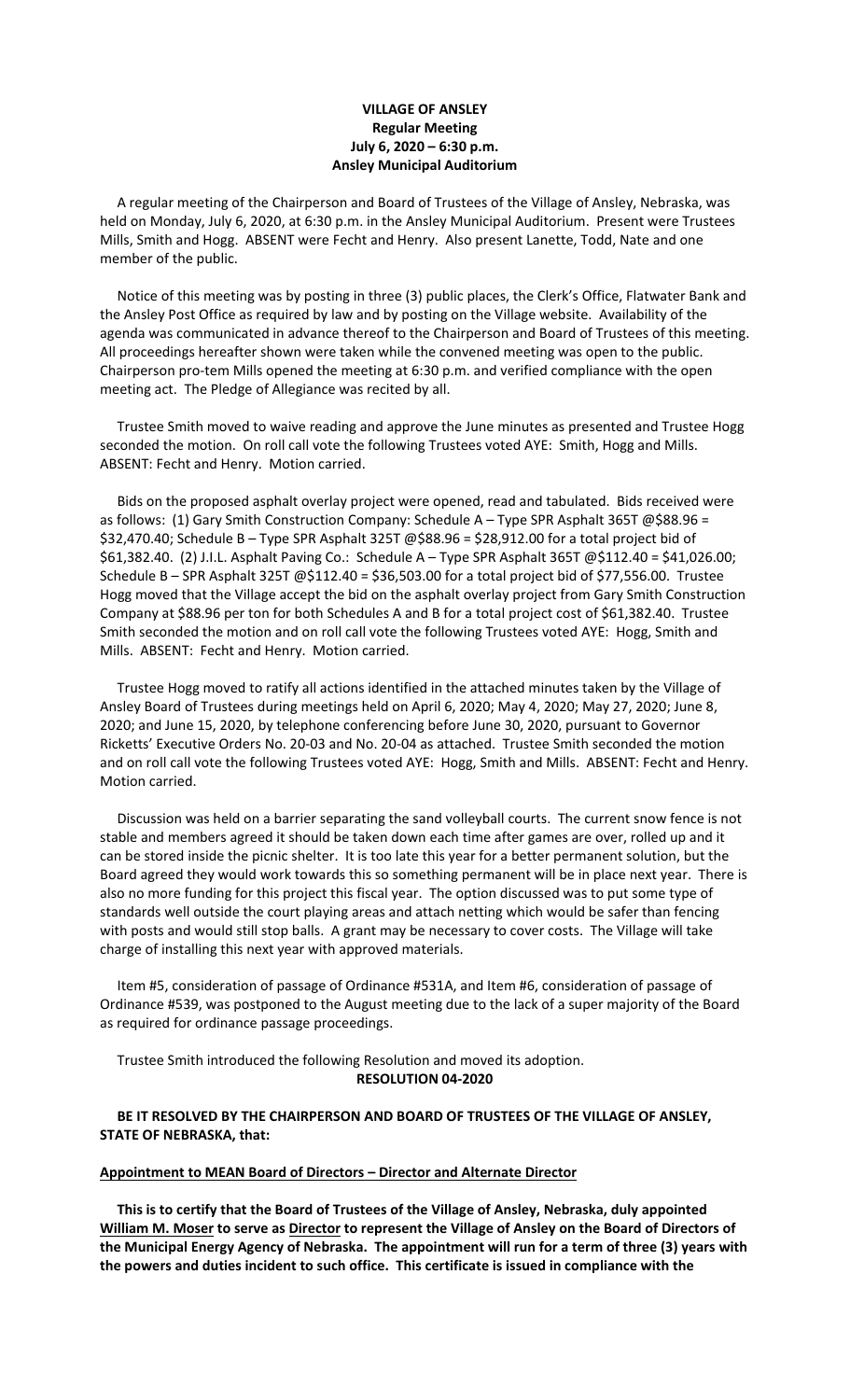**VILLAGE OF ANSLEY**
**Regular Meeting**
**July 6, 2020 – 6:30 p.m.**
**Ansley Municipal Auditorium**

A regular meeting of the Chairperson and Board of Trustees of the Village of Ansley, Nebraska, was held on Monday, July 6, 2020, at 6:30 p.m. in the Ansley Municipal Auditorium. Present were Trustees Mills, Smith and Hogg. ABSENT were Fecht and Henry. Also present Lanette, Todd, Nate and one member of the public.

Notice of this meeting was by posting in three (3) public places, the Clerk's Office, Flatwater Bank and the Ansley Post Office as required by law and by posting on the Village website. Availability of the agenda was communicated in advance thereof to the Chairperson and Board of Trustees of this meeting. All proceedings hereafter shown were taken while the convened meeting was open to the public. Chairperson pro-tem Mills opened the meeting at 6:30 p.m. and verified compliance with the open meeting act. The Pledge of Allegiance was recited by all.

Trustee Smith moved to waive reading and approve the June minutes as presented and Trustee Hogg seconded the motion. On roll call vote the following Trustees voted AYE: Smith, Hogg and Mills. ABSENT: Fecht and Henry. Motion carried.

Bids on the proposed asphalt overlay project were opened, read and tabulated. Bids received were as follows: (1) Gary Smith Construction Company: Schedule A – Type SPR Asphalt 365T @$88.96 = $32,470.40; Schedule B – Type SPR Asphalt 325T @$88.96 = $28,912.00 for a total project bid of $61,382.40. (2) J.I.L. Asphalt Paving Co.: Schedule A – Type SPR Asphalt 365T @$112.40 = $41,026.00; Schedule B – SPR Asphalt 325T @$112.40 = $36,503.00 for a total project bid of $77,556.00. Trustee Hogg moved that the Village accept the bid on the asphalt overlay project from Gary Smith Construction Company at $88.96 per ton for both Schedules A and B for a total project cost of $61,382.40. Trustee Smith seconded the motion and on roll call vote the following Trustees voted AYE: Hogg, Smith and Mills. ABSENT: Fecht and Henry. Motion carried.

Trustee Hogg moved to ratify all actions identified in the attached minutes taken by the Village of Ansley Board of Trustees during meetings held on April 6, 2020; May 4, 2020; May 27, 2020; June 8, 2020; and June 15, 2020, by telephone conferencing before June 30, 2020, pursuant to Governor Ricketts' Executive Orders No. 20-03 and No. 20-04 as attached. Trustee Smith seconded the motion and on roll call vote the following Trustees voted AYE: Hogg, Smith and Mills. ABSENT: Fecht and Henry. Motion carried.

Discussion was held on a barrier separating the sand volleyball courts. The current snow fence is not stable and members agreed it should be taken down each time after games are over, rolled up and it can be stored inside the picnic shelter. It is too late this year for a better permanent solution, but the Board agreed they would work towards this so something permanent will be in place next year. There is also no more funding for this project this fiscal year. The option discussed was to put some type of standards well outside the court playing areas and attach netting which would be safer than fencing with posts and would still stop balls. A grant may be necessary to cover costs. The Village will take charge of installing this next year with approved materials.

Item #5, consideration of passage of Ordinance #531A, and Item #6, consideration of passage of Ordinance #539, was postponed to the August meeting due to the lack of a super majority of the Board as required for ordinance passage proceedings.

Trustee Smith introduced the following Resolution and moved its adoption.

**RESOLUTION 04-2020**

**BE IT RESOLVED BY THE CHAIRPERSON AND BOARD OF TRUSTEES OF THE VILLAGE OF ANSLEY, STATE OF NEBRASKA, that:**

**Appointment to MEAN Board of Directors – Director and Alternate Director**

**This is to certify that the Board of Trustees of the Village of Ansley, Nebraska, duly appointed William M. Moser to serve as Director to represent the Village of Ansley on the Board of Directors of the Municipal Energy Agency of Nebraska. The appointment will run for a term of three (3) years with the powers and duties incident to such office. This certificate is issued in compliance with the**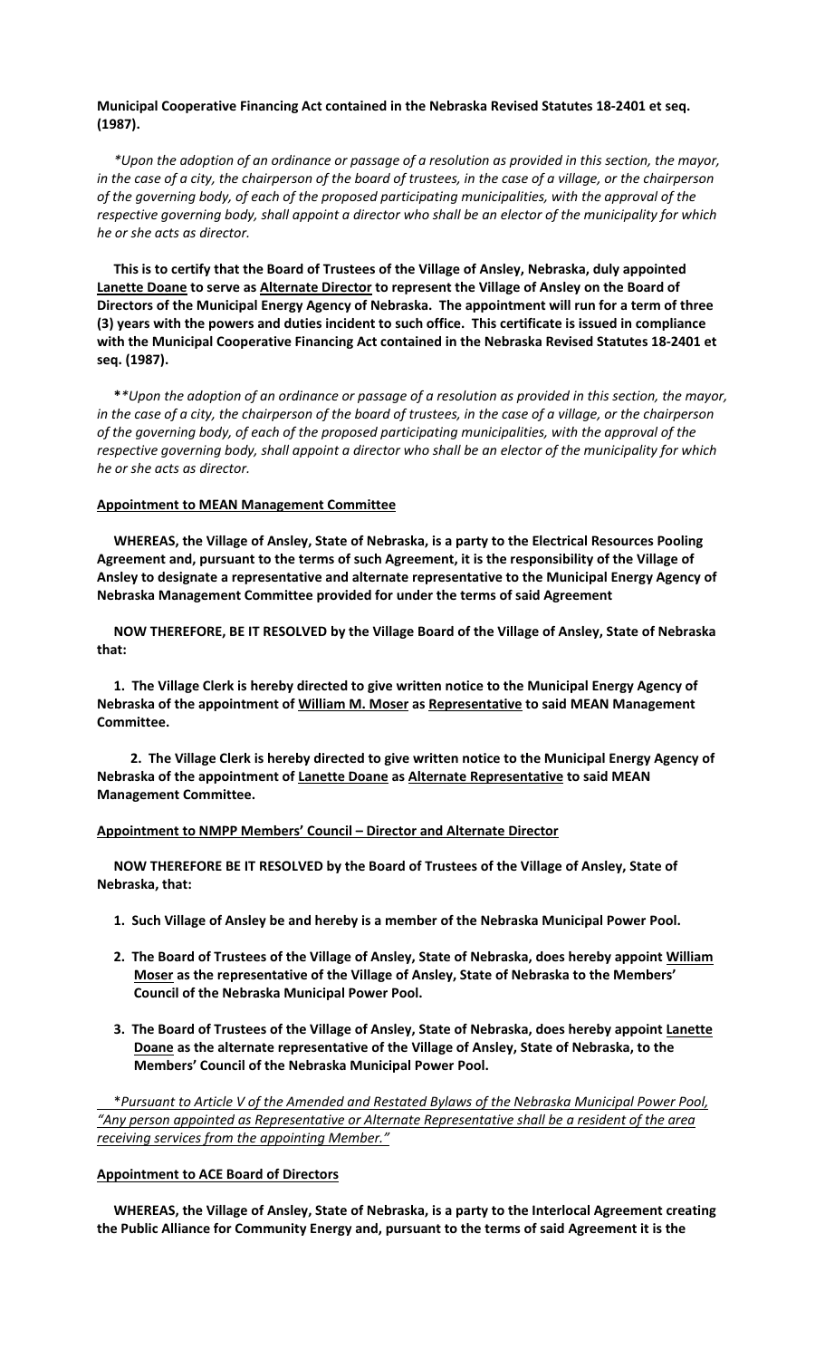**Municipal Cooperative Financing Act contained in the Nebraska Revised Statutes 18-2401 et seq. (1987).**

*\*Upon the adoption of an ordinance or passage of a resolution as provided in this section, the mayor, in the case of a city, the chairperson of the board of trustees, in the case of a village, or the chairperson of the governing body, of each of the proposed participating municipalities, with the approval of the respective governing body, shall appoint a director who shall be an elector of the municipality for which he or she acts as director.*

**This is to certify that the Board of Trustees of the Village of Ansley, Nebraska, duly appointed <u>Lanette Doane</u> to serve as <u>Alternate Director</u> to represent the Village of Ansley on the Board of Directors of the Municipal Energy Agency of Nebraska. The appointment will run for a term of three (3) years with the powers and duties incident to such office. This certificate is issued in compliance with the Municipal Cooperative Financing Act contained in the Nebraska Revised Statutes 18-2401 et seq. (1987).**

**\****\*Upon the adoption of an ordinance or passage of a resolution as provided in this section, the mayor, in the case of a city, the chairperson of the board of trustees, in the case of a village, or the chairperson of the governing body, of each of the proposed participating municipalities, with the approval of the respective governing body, shall appoint a director who shall be an elector of the municipality for which he or she acts as director.*

**<u>Appointment to MEAN Management Committee</u>**

**WHEREAS, the Village of Ansley, State of Nebraska, is a party to the Electrical Resources Pooling Agreement and, pursuant to the terms of such Agreement, it is the responsibility of the Village of Ansley to designate a representative and alternate representative to the Municipal Energy Agency of Nebraska Management Committee provided for under the terms of said Agreement**

**NOW THEREFORE, BE IT RESOLVED by the Village Board of the Village of Ansley, State of Nebraska that:**

**1. The Village Clerk is hereby directed to give written notice to the Municipal Energy Agency of Nebraska of the appointment of <u>William M. Moser</u> as <u>Representative</u> to said MEAN Management Committee.**

**2. The Village Clerk is hereby directed to give written notice to the Municipal Energy Agency of Nebraska of the appointment of <u>Lanette Doane</u> as <u>Alternate Representative</u> to said MEAN Management Committee.**

**<u>Appointment to NMPP Members' Council – Director and Alternate Director</u>**

**NOW THEREFORE BE IT RESOLVED by the Board of Trustees of the Village of Ansley, State of Nebraska, that:**

1. **Such Village of Ansley be and hereby is a member of the Nebraska Municipal Power Pool.**
2. **The Board of Trustees of the Village of Ansley, State of Nebraska, does hereby appoint <u>William Moser</u> as the representative of the Village of Ansley, State of Nebraska to the Members' Council of the Nebraska Municipal Power Pool.**
3. **The Board of Trustees of the Village of Ansley, State of Nebraska, does hereby appoint <u>Lanette Doane</u> as the alternate representative of the Village of Ansley, State of Nebraska, to the Members' Council of the Nebraska Municipal Power Pool.**

\*<u>*Pursuant to Article V of the Amended and Restated Bylaws of the Nebraska Municipal Power Pool, "Any person appointed as Representative or Alternate Representative shall be a resident of the area receiving services from the appointing Member."*</u>

**<u>Appointment to ACE Board of Directors</u>**

**WHEREAS, the Village of Ansley, State of Nebraska, is a party to the Interlocal Agreement creating the Public Alliance for Community Energy and, pursuant to the terms of said Agreement it is the**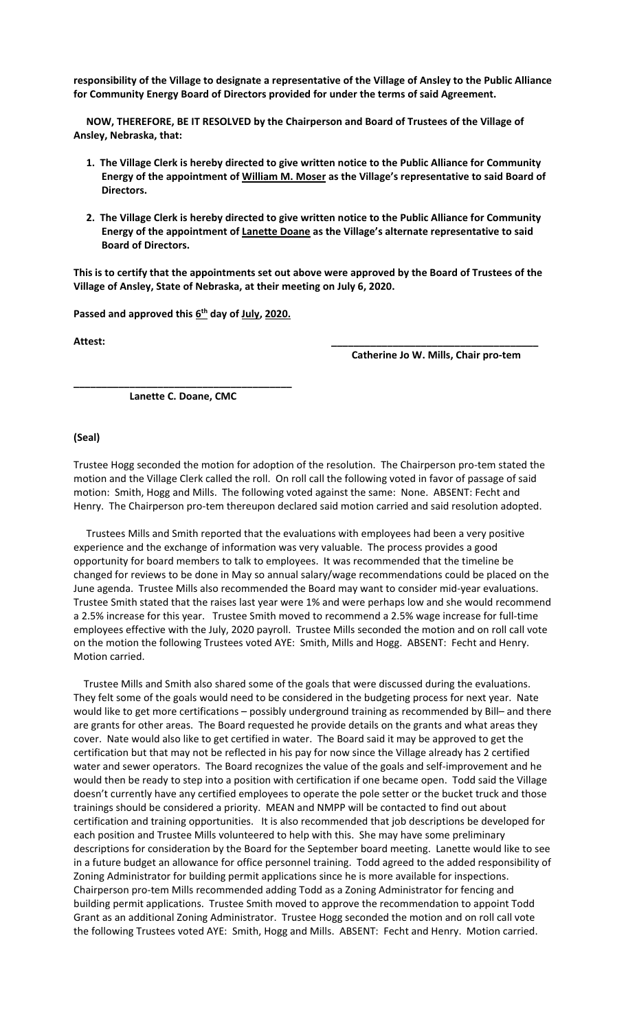**responsibility of the Village to designate a representative of the Village of Ansley to the Public Alliance for Community Energy Board of Directors provided for under the terms of said Agreement.**

**NOW, THEREFORE, BE IT RESOLVED by the Chairperson and Board of Trustees of the Village of Ansley, Nebraska, that:**

1. **The Village Clerk is hereby directed to give written notice to the Public Alliance for Community Energy of the appointment of William M. Moser as the Village's representative to said Board of Directors.**
2. **The Village Clerk is hereby directed to give written notice to the Public Alliance for Community Energy of the appointment of Lanette Doane as the Village's alternate representative to said Board of Directors.**

**This is to certify that the appointments set out above were approved by the Board of Trustees of the Village of Ansley, State of Nebraska, at their meeting on July 6, 2020.**

**Passed and approved this 6th day of July, 2020.**

**Attest:**

**\_\_\_\_\_\_\_\_\_\_\_\_\_\_\_\_\_\_\_\_\_\_\_\_\_\_\_\_\_\_\_\_\_\_\_\_\_\_**
**Catherine Jo W. Mills, Chair pro-tem**

**\_\_\_\_\_\_\_\_\_\_\_\_\_\_\_\_\_\_\_\_\_\_\_\_\_\_\_\_\_\_\_\_\_\_\_\_\_\_**
**Lanette C. Doane, CMC**

**(Seal)**

Trustee Hogg seconded the motion for adoption of the resolution. The Chairperson pro-tem stated the motion and the Village Clerk called the roll. On roll call the following voted in favor of passage of said motion: Smith, Hogg and Mills. The following voted against the same: None. ABSENT: Fecht and Henry. The Chairperson pro-tem thereupon declared said motion carried and said resolution adopted.

Trustees Mills and Smith reported that the evaluations with employees had been a very positive experience and the exchange of information was very valuable. The process provides a good opportunity for board members to talk to employees. It was recommended that the timeline be changed for reviews to be done in May so annual salary/wage recommendations could be placed on the June agenda. Trustee Mills also recommended the Board may want to consider mid-year evaluations. Trustee Smith stated that the raises last year were 1% and were perhaps low and she would recommend a 2.5% increase for this year. Trustee Smith moved to recommend a 2.5% wage increase for full-time employees effective with the July, 2020 payroll. Trustee Mills seconded the motion and on roll call vote on the motion the following Trustees voted AYE: Smith, Mills and Hogg. ABSENT: Fecht and Henry. Motion carried.

Trustee Mills and Smith also shared some of the goals that were discussed during the evaluations. They felt some of the goals would need to be considered in the budgeting process for next year. Nate would like to get more certifications – possibly underground training as recommended by Bill– and there are grants for other areas. The Board requested he provide details on the grants and what areas they cover. Nate would also like to get certified in water. The Board said it may be approved to get the certification but that may not be reflected in his pay for now since the Village already has 2 certified water and sewer operators. The Board recognizes the value of the goals and self-improvement and he would then be ready to step into a position with certification if one became open. Todd said the Village doesn't currently have any certified employees to operate the pole setter or the bucket truck and those trainings should be considered a priority. MEAN and NMPP will be contacted to find out about certification and training opportunities. It is also recommended that job descriptions be developed for each position and Trustee Mills volunteered to help with this. She may have some preliminary descriptions for consideration by the Board for the September board meeting. Lanette would like to see in a future budget an allowance for office personnel training. Todd agreed to the added responsibility of Zoning Administrator for building permit applications since he is more available for inspections. Chairperson pro-tem Mills recommended adding Todd as a Zoning Administrator for fencing and building permit applications. Trustee Smith moved to approve the recommendation to appoint Todd Grant as an additional Zoning Administrator. Trustee Hogg seconded the motion and on roll call vote the following Trustees voted AYE: Smith, Hogg and Mills. ABSENT: Fecht and Henry. Motion carried.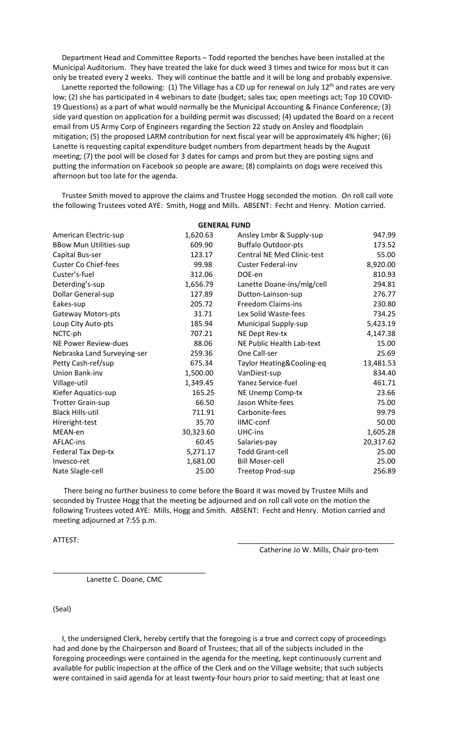Department Head and Committee Reports – Todd reported the benches have been installed at the Municipal Auditorium. They have treated the lake for duck weed 3 times and twice for moss but it can only be treated every 2 weeks. They will continue the battle and it will be long and probably expensive.

Lanette reported the following: (1) The Village has a CD up for renewal on July 12th and rates are very low; (2) she has participated in 4 webinars to date (budget; sales tax; open meetings act; Top 10 COVID-19 Questions) as a part of what would normally be the Municipal Accounting & Finance Conference; (3) side yard question on application for a building permit was discussed; (4) updated the Board on a recent email from US Army Corp of Engineers regarding the Section 22 study on Ansley and floodplain mitigation; (5) the proposed LARM contribution for next fiscal year will be approximately 4% higher; (6) Lanette is requesting capital expenditure budget numbers from department heads by the August meeting; (7) the pool will be closed for 3 dates for camps and prom but they are posting signs and putting the information on Facebook so people are aware; (8) complaints on dogs were received this afternoon but too late for the agenda.

Trustee Smith moved to approve the claims and Trustee Hogg seconded the motion. On roll call vote the following Trustees voted AYE: Smith, Hogg and Mills. ABSENT: Fecht and Henry. Motion carried.

**GENERAL FUND**

| | | | |
|---|---|---|---|
| American Electric-sup | 1,620.63 | Ansley Lmbr & Supply-sup | 947.99 |
| BBow Mun Utilities-sup | 609.90 | Buffalo Outdoor-pts | 173.52 |
| Capital Bus-ser | 123.17 | Central NE Med Clinic-test | 55.00 |
| Custer Co Chief-fees | 99.98 | Custer Federal-inv | 8,920.00 |
| Custer's-fuel | 312.06 | DOE-en | 810.93 |
| Deterding's-sup | 1,656.79 | Lanette Doane-ins/mlg/cell | 294.81 |
| Dollar General-sup | 127.89 | Dutton-Lainson-sup | 276.77 |
| Eakes-sup | 205.72 | Freedom Claims-ins | 230.80 |
| Gateway Motors-pts | 31.71 | Lex Solid Waste-fees | 734.25 |
| Loup City Auto-pts | 185.94 | Municipal Supply-sup | 5,423.19 |
| NCTC-ph | 707.21 | NE Dept Rev-tx | 4,147.38 |
| NE Power Review-dues | 88.06 | NE Public Health Lab-text | 15.00 |
| Nebraska Land Surveying-ser | 259.36 | One Call-ser | 25.69 |
| Petty Cash-ref/sup | 675.34 | Taylor Heating&Cooling-eq | 13,481.53 |
| Union Bank-inv | 1,500.00 | VanDiest-sup | 834.40 |
| Village-util | 1,349.45 | Yanez Service-fuel | 461.71 |
| Kiefer Aquatics-sup | 165.25 | NE Unemp Comp-tx | 23.66 |
| Trotter Grain-sup | 66.50 | Jason White-fees | 75.00 |
| Black Hills-util | 711.91 | Carbonite-fees | 99.79 |
| Hireright-test | 35.70 | IIMC-conf | 50.00 |
| MEAN-en | 30,323.60 | UHC-ins | 1,605.28 |
| AFLAC-ins | 60.45 | Salaries-pay | 20,317.62 |
| Federal Tax Dep-tx | 5,271.17 | Todd Grant-cell | 25.00 |
| Invesco-ret | 1,681.00 | Bill Moser-cell | 25.00 |
| Nate Slagle-cell | 25.00 | Treetop Prod-sup | 256.89 |

There being no further business to come before the Board it was moved by Trustee Mills and seconded by Trustee Hogg that the meeting be adjourned and on roll call vote on the motion the following Trustees voted AYE: Mills, Hogg and Smith. ABSENT: Fecht and Henry. Motion carried and meeting adjourned at 7:55 p.m.

ATTEST:

\_\_\_\_\_\_\_\_\_\_\_\_\_\_\_\_\_\_\_\_\_\_\_\_\_\_\_\_\_\_\_\_\_\_\_\_\_\_
Catherine Jo W. Mills, Chair pro-tem

\_\_\_\_\_\_\_\_\_\_\_\_\_\_\_\_\_\_\_\_\_\_\_\_\_\_\_\_\_\_\_\_\_\_\_\_\_\_
Lanette C. Doane, CMC

(Seal)

I, the undersigned Clerk, hereby certify that the foregoing is a true and correct copy of proceedings had and done by the Chairperson and Board of Trustees; that all of the subjects included in the foregoing proceedings were contained in the agenda for the meeting, kept continuously current and available for public inspection at the office of the Clerk and on the Village website; that such subjects were contained in said agenda for at least twenty-four hours prior to said meeting; that at least one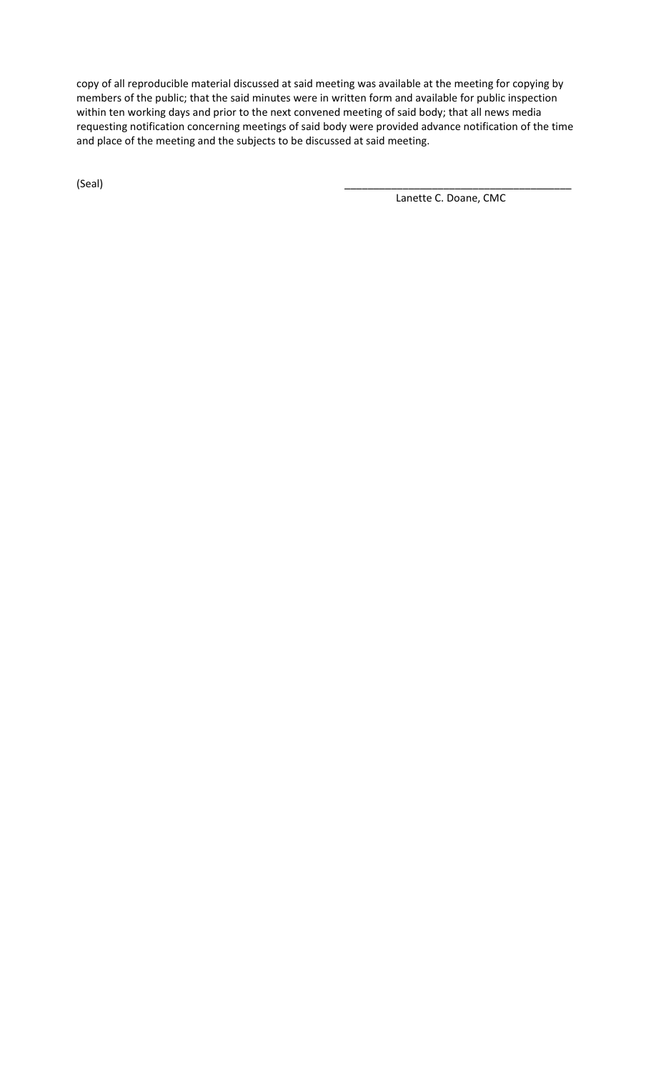copy of all reproducible material discussed at said meeting was available at the meeting for copying by members of the public; that the said minutes were in written form and available for public inspection within ten working days and prior to the next convened meeting of said body; that all news media requesting notification concerning meetings of said body were provided advance notification of the time and place of the meeting and the subjects to be discussed at said meeting.

(Seal)

_______________________________________

Lanette C. Doane, CMC